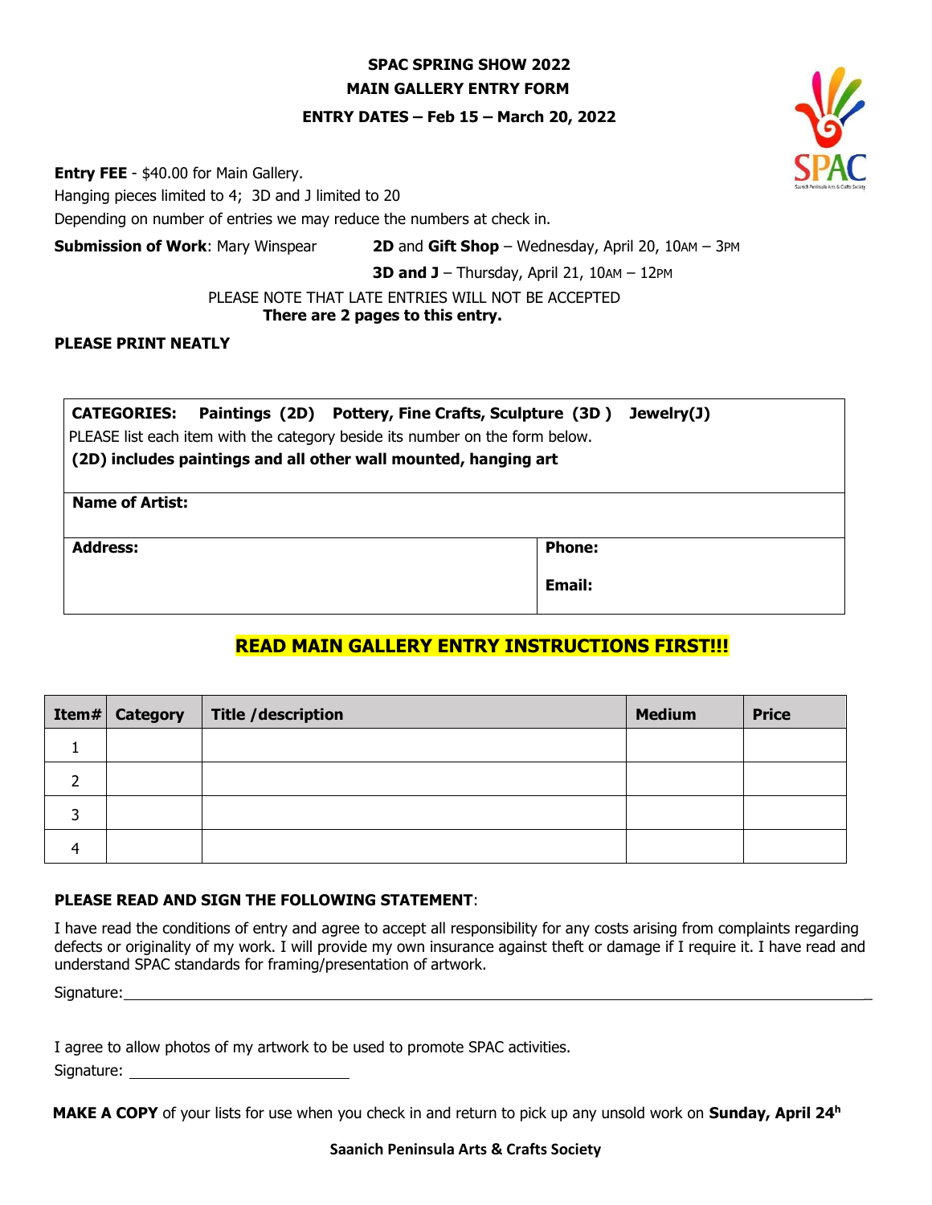# SPAC SPRING SHOW 2022

## MAIN GALLERY ENTRY FORM

### ENTRY DATES – Feb 15 – March 20, 2022

**Entry FEE** - $40.00 for Main Gallery.
Hanging pieces limited to 4; 3D and J limited to 20
Depending on number of entries we may reduce the numbers at check in.

**Submission of Work**: Mary Winspear — **2D** and **Gift Shop** – Wednesday, April 20, 10AM – 3PM
**3D and J** – Thursday, April 21, 10AM – 12PM

PLEASE NOTE THAT LATE ENTRIES WILL NOT BE ACCEPTED
**There are 2 pages to this entry.**

**PLEASE PRINT NEATLY**

| **CATEGORIES: Paintings (2D) Pottery, Fine Crafts, Sculpture (3D) Jewelry(J)**<br>PLEASE list each item with the category beside its number on the form below.<br>**(2D) includes paintings and all other wall mounted, hanging art** | |
|---|---|
| **Name of Artist:** | |
| **Address:** | **Phone:**<br><br>**Email:** |

**READ MAIN GALLERY ENTRY INSTRUCTIONS FIRST!!!**

| Item# | Category | Title /description | Medium | Price |
|---|---|---|---|---|
| 1 | | | | |
| 2 | | | | |
| 3 | | | | |
| 4 | | | | |

**PLEASE READ AND SIGN THE FOLLOWING STATEMENT**:

I have read the conditions of entry and agree to accept all responsibility for any costs arising from complaints regarding defects or originality of my work. I will provide my own insurance against theft or damage if I require it. I have read and understand SPAC standards for framing/presentation of artwork.

Signature:_______________________________________________

I agree to allow photos of my artwork to be used to promote SPAC activities.

Signature: ___________________________

**MAKE A COPY** of your lists for use when you check in and return to pick up any unsold work on **Sunday, April 24h**

**Saanich Peninsula Arts & Crafts Society**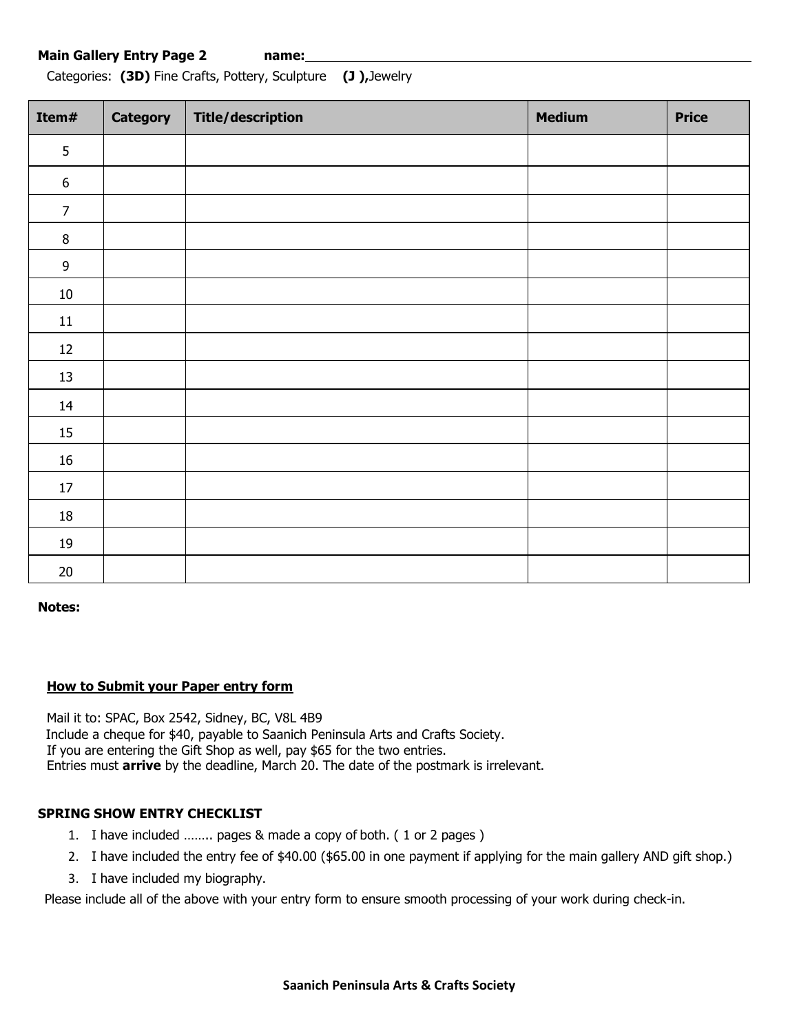**Main Gallery Entry Page 2 name:**

Categories: **(3D)** Fine Crafts, Pottery, Sculpture **(J ),**Jewelry

| Item# | Category | Title/description | Medium | Price |
|---|---|---|---|---|
| 5 | | | | |
| 6 | | | | |
| 7 | | | | |
| 8 | | | | |
| 9 | | | | |
| 10 | | | | |
| 11 | | | | |
| 12 | | | | |
| 13 | | | | |
| 14 | | | | |
| 15 | | | | |
| 16 | | | | |
| 17 | | | | |
| 18 | | | | |
| 19 | | | | |
| 20 | | | | |

**Notes:**

**How to Submit your Paper entry form**

Mail it to: SPAC, Box 2542, Sidney, BC, V8L 4B9
Include a cheque for $40, payable to Saanich Peninsula Arts and Crafts Society.
If you are entering the Gift Shop as well, pay $65 for the two entries.
Entries must **arrive** by the deadline, March 20. The date of the postmark is irrelevant.

**SPRING SHOW ENTRY CHECKLIST**

1. I have included …….. pages & made a copy of both. ( 1 or 2 pages )
2. I have included the entry fee of $40.00 ($65.00 in one payment if applying for the main gallery AND gift shop.)
3. I have included my biography.

Please include all of the above with your entry form to ensure smooth processing of your work during check-in.

**Saanich Peninsula Arts & Crafts Society**